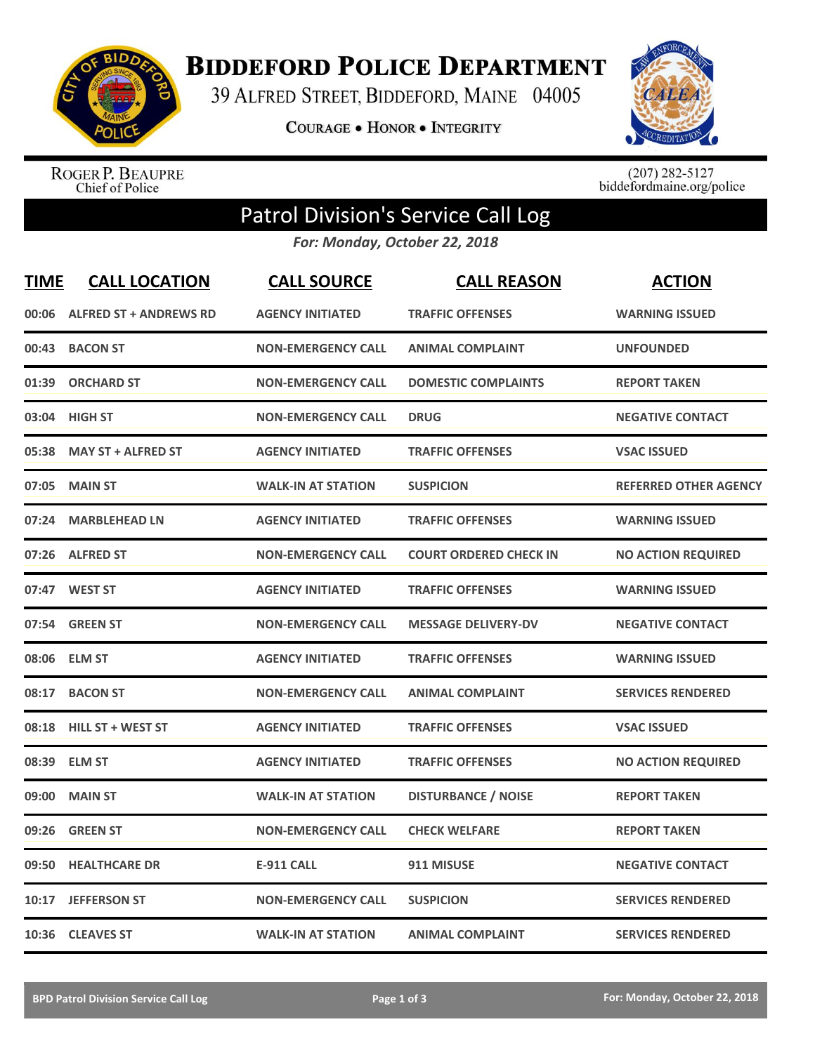# Biddeford Police Department

39 Alfred Street, Biddeford, Maine 04005

Courage • Honor • Integrity

Roger P. Beaupre
Chief of Police

(207) 282-5127
biddefordmaine.org/police

## Patrol Division's Service Call Log

*For: Monday, October 22, 2018*

| TIME | CALL LOCATION | CALL SOURCE | CALL REASON | ACTION |
|---|---|---|---|---|
| 00:06 | ALFRED ST + ANDREWS RD | AGENCY INITIATED | TRAFFIC OFFENSES | WARNING ISSUED |
| 00:43 | BACON ST | NON-EMERGENCY CALL | ANIMAL COMPLAINT | UNFOUNDED |
| 01:39 | ORCHARD ST | NON-EMERGENCY CALL | DOMESTIC COMPLAINTS | REPORT TAKEN |
| 03:04 | HIGH ST | NON-EMERGENCY CALL | DRUG | NEGATIVE CONTACT |
| 05:38 | MAY ST + ALFRED ST | AGENCY INITIATED | TRAFFIC OFFENSES | VSAC ISSUED |
| 07:05 | MAIN ST | WALK-IN AT STATION | SUSPICION | REFERRED OTHER AGENCY |
| 07:24 | MARBLEHEAD LN | AGENCY INITIATED | TRAFFIC OFFENSES | WARNING ISSUED |
| 07:26 | ALFRED ST | NON-EMERGENCY CALL | COURT ORDERED CHECK IN | NO ACTION REQUIRED |
| 07:47 | WEST ST | AGENCY INITIATED | TRAFFIC OFFENSES | WARNING ISSUED |
| 07:54 | GREEN ST | NON-EMERGENCY CALL | MESSAGE DELIVERY-DV | NEGATIVE CONTACT |
| 08:06 | ELM ST | AGENCY INITIATED | TRAFFIC OFFENSES | WARNING ISSUED |
| 08:17 | BACON ST | NON-EMERGENCY CALL | ANIMAL COMPLAINT | SERVICES RENDERED |
| 08:18 | HILL ST + WEST ST | AGENCY INITIATED | TRAFFIC OFFENSES | VSAC ISSUED |
| 08:39 | ELM ST | AGENCY INITIATED | TRAFFIC OFFENSES | NO ACTION REQUIRED |
| 09:00 | MAIN ST | WALK-IN AT STATION | DISTURBANCE / NOISE | REPORT TAKEN |
| 09:26 | GREEN ST | NON-EMERGENCY CALL | CHECK WELFARE | REPORT TAKEN |
| 09:50 | HEALTHCARE DR | E-911 CALL | 911 MISUSE | NEGATIVE CONTACT |
| 10:17 | JEFFERSON ST | NON-EMERGENCY CALL | SUSPICION | SERVICES RENDERED |
| 10:36 | CLEAVES ST | WALK-IN AT STATION | ANIMAL COMPLAINT | SERVICES RENDERED |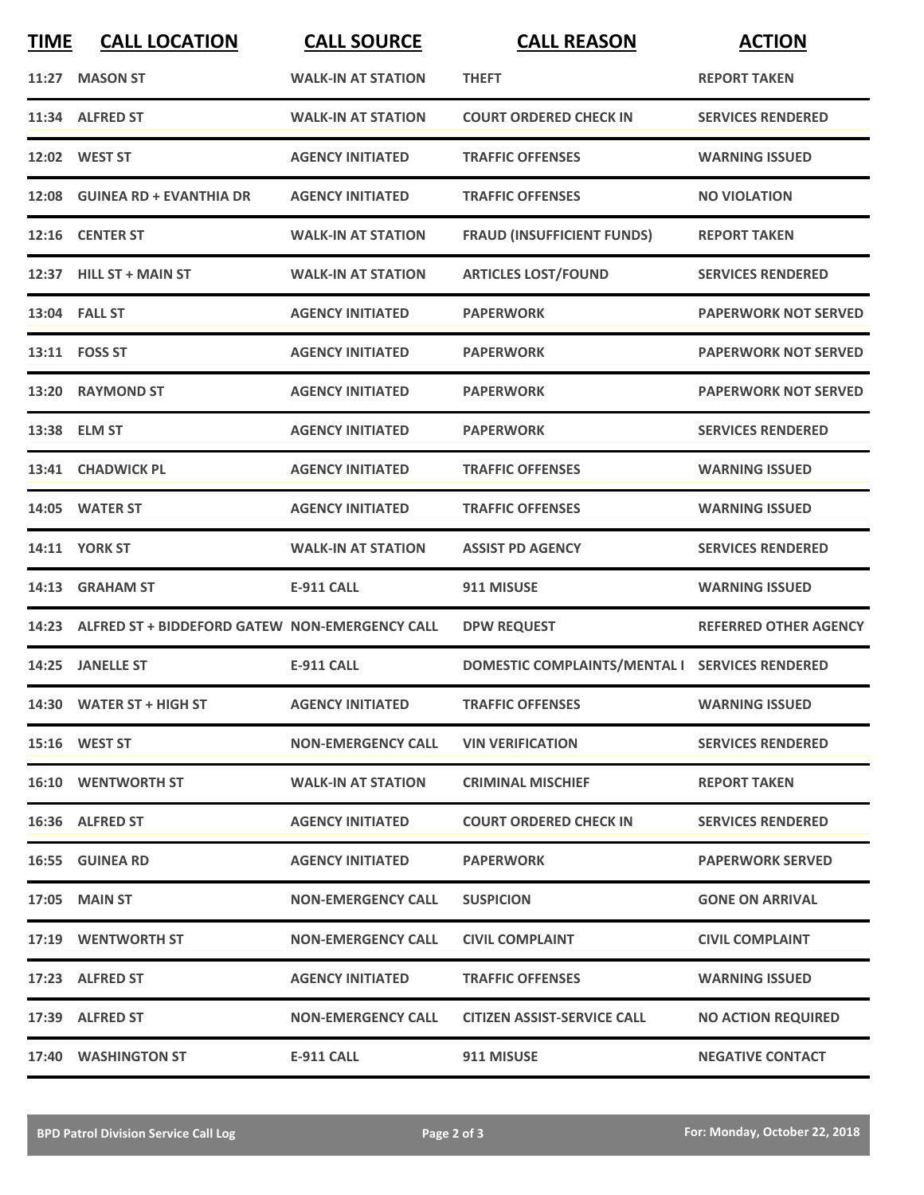| TIME | CALL LOCATION | CALL SOURCE | CALL REASON | ACTION |
|---|---|---|---|---|
| 11:27 | MASON ST | WALK-IN AT STATION | THEFT | REPORT TAKEN |
| 11:34 | ALFRED ST | WALK-IN AT STATION | COURT ORDERED CHECK IN | SERVICES RENDERED |
| 12:02 | WEST ST | AGENCY INITIATED | TRAFFIC OFFENSES | WARNING ISSUED |
| 12:08 | GUINEA RD + EVANTHIA DR | AGENCY INITIATED | TRAFFIC OFFENSES | NO VIOLATION |
| 12:16 | CENTER ST | WALK-IN AT STATION | FRAUD (INSUFFICIENT FUNDS) | REPORT TAKEN |
| 12:37 | HILL ST + MAIN ST | WALK-IN AT STATION | ARTICLES LOST/FOUND | SERVICES RENDERED |
| 13:04 | FALL ST | AGENCY INITIATED | PAPERWORK | PAPERWORK NOT SERVED |
| 13:11 | FOSS ST | AGENCY INITIATED | PAPERWORK | PAPERWORK NOT SERVED |
| 13:20 | RAYMOND ST | AGENCY INITIATED | PAPERWORK | PAPERWORK NOT SERVED |
| 13:38 | ELM ST | AGENCY INITIATED | PAPERWORK | SERVICES RENDERED |
| 13:41 | CHADWICK PL | AGENCY INITIATED | TRAFFIC OFFENSES | WARNING ISSUED |
| 14:05 | WATER ST | AGENCY INITIATED | TRAFFIC OFFENSES | WARNING ISSUED |
| 14:11 | YORK ST | WALK-IN AT STATION | ASSIST PD AGENCY | SERVICES RENDERED |
| 14:13 | GRAHAM ST | E-911 CALL | 911 MISUSE | WARNING ISSUED |
| 14:23 | ALFRED ST + BIDDEFORD GATEW | NON-EMERGENCY CALL | DPW REQUEST | REFERRED OTHER AGENCY |
| 14:25 | JANELLE ST | E-911 CALL | DOMESTIC COMPLAINTS/MENTAL I | SERVICES RENDERED |
| 14:30 | WATER ST + HIGH ST | AGENCY INITIATED | TRAFFIC OFFENSES | WARNING ISSUED |
| 15:16 | WEST ST | NON-EMERGENCY CALL | VIN VERIFICATION | SERVICES RENDERED |
| 16:10 | WENTWORTH ST | WALK-IN AT STATION | CRIMINAL MISCHIEF | REPORT TAKEN |
| 16:36 | ALFRED ST | AGENCY INITIATED | COURT ORDERED CHECK IN | SERVICES RENDERED |
| 16:55 | GUINEA RD | AGENCY INITIATED | PAPERWORK | PAPERWORK SERVED |
| 17:05 | MAIN ST | NON-EMERGENCY CALL | SUSPICION | GONE ON ARRIVAL |
| 17:19 | WENTWORTH ST | NON-EMERGENCY CALL | CIVIL COMPLAINT | CIVIL COMPLAINT |
| 17:23 | ALFRED ST | AGENCY INITIATED | TRAFFIC OFFENSES | WARNING ISSUED |
| 17:39 | ALFRED ST | NON-EMERGENCY CALL | CITIZEN ASSIST-SERVICE CALL | NO ACTION REQUIRED |
| 17:40 | WASHINGTON ST | E-911 CALL | 911 MISUSE | NEGATIVE CONTACT |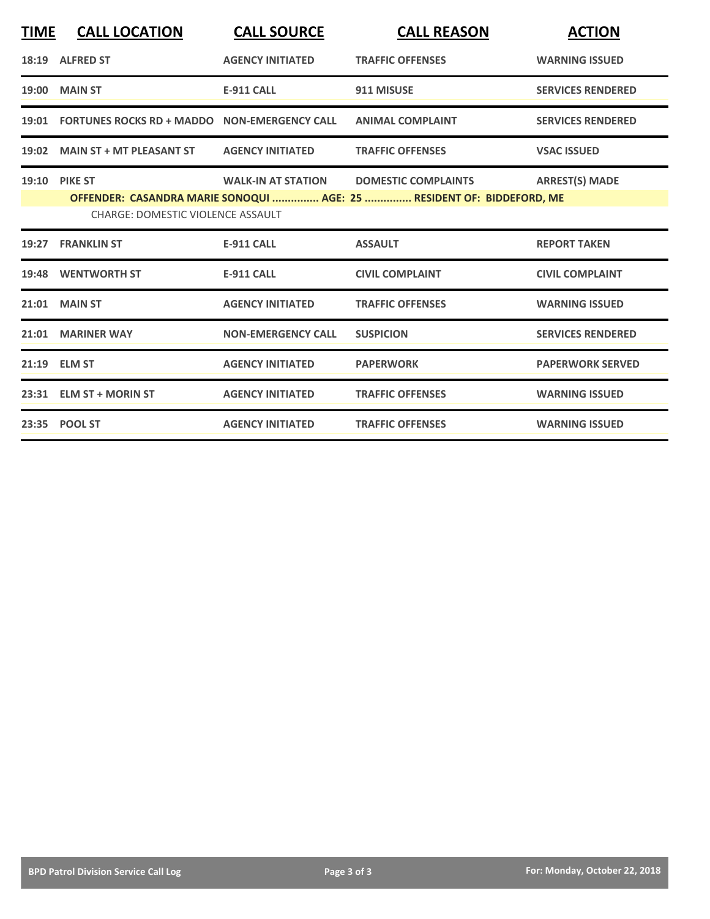| TIME | CALL LOCATION | CALL SOURCE | CALL REASON | ACTION |
|---|---|---|---|---|
| 18:19 | ALFRED ST | AGENCY INITIATED | TRAFFIC OFFENSES | WARNING ISSUED |
| 19:00 | MAIN ST | E-911 CALL | 911 MISUSE | SERVICES RENDERED |
| 19:01 | FORTUNES ROCKS RD + MADDO | NON-EMERGENCY CALL | ANIMAL COMPLAINT | SERVICES RENDERED |
| 19:02 | MAIN ST + MT PLEASANT ST | AGENCY INITIATED | TRAFFIC OFFENSES | VSAC ISSUED |
| 19:10 | PIKE ST | WALK-IN AT STATION | DOMESTIC COMPLAINTS | ARREST(S) MADE |
| | OFFENDER: CASANDRA MARIE SONOQUI ............... AGE: 25 ............... RESIDENT OF: BIDDEFORD, ME | | | |
| | CHARGE: DOMESTIC VIOLENCE ASSAULT | | | |
| 19:27 | FRANKLIN ST | E-911 CALL | ASSAULT | REPORT TAKEN |
| 19:48 | WENTWORTH ST | E-911 CALL | CIVIL COMPLAINT | CIVIL COMPLAINT |
| 21:01 | MAIN ST | AGENCY INITIATED | TRAFFIC OFFENSES | WARNING ISSUED |
| 21:01 | MARINER WAY | NON-EMERGENCY CALL | SUSPICION | SERVICES RENDERED |
| 21:19 | ELM ST | AGENCY INITIATED | PAPERWORK | PAPERWORK SERVED |
| 23:31 | ELM ST + MORIN ST | AGENCY INITIATED | TRAFFIC OFFENSES | WARNING ISSUED |
| 23:35 | POOL ST | AGENCY INITIATED | TRAFFIC OFFENSES | WARNING ISSUED |

**BPD Patrol Division Service Call Log** — For: Monday, October 22, 2018